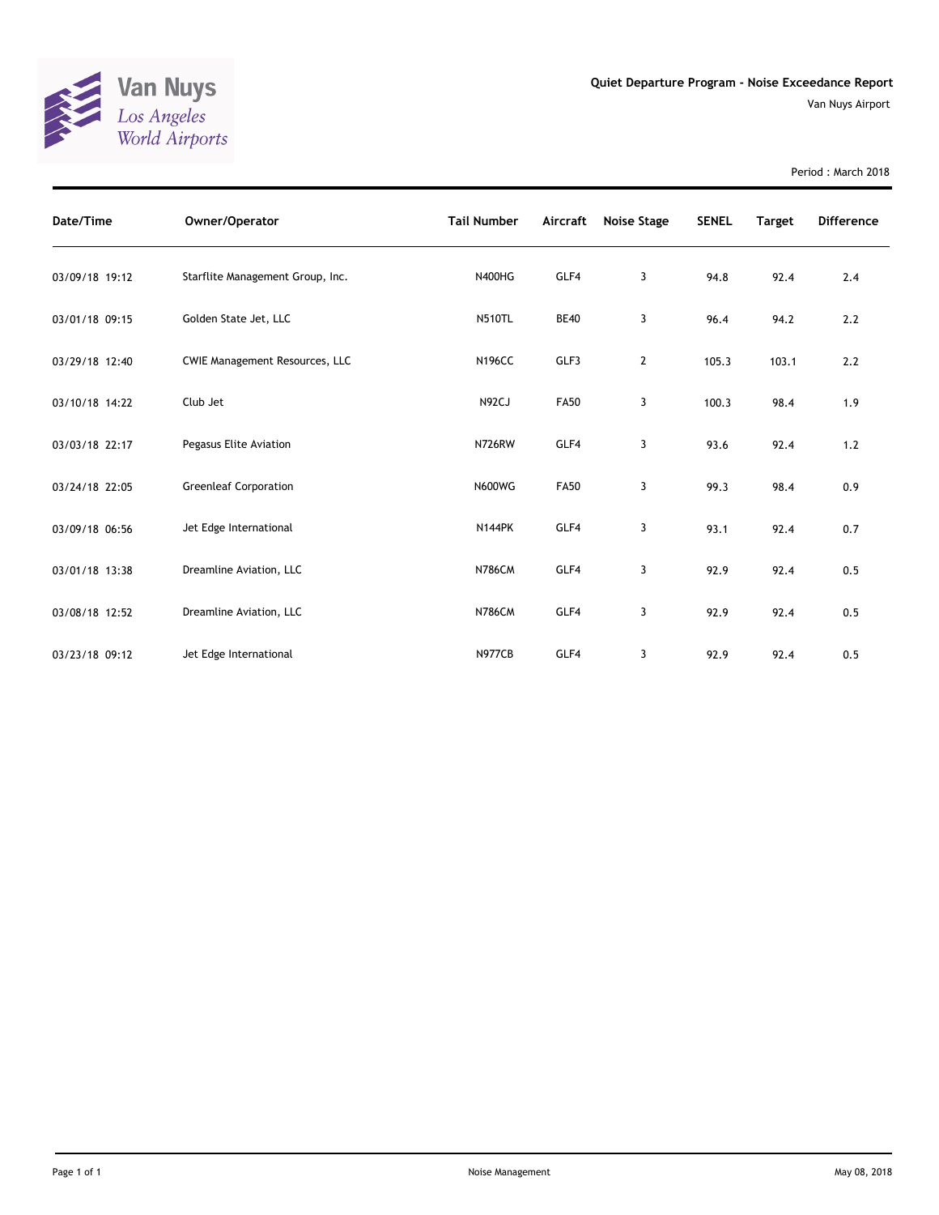Van Nuys
*Los Angeles World Airports*

## Quiet Departure Program - Noise Exceedance Report

Van Nuys Airport

Period : March 2018

| Date/Time | Owner/Operator | Tail Number | Aircraft | Noise Stage | SENEL | Target | Difference |
|---|---|---|---|---|---|---|---|
| 03/09/18 19:12 | Starflite Management Group, Inc. | N400HG | GLF4 | 3 | 94.8 | 92.4 | 2.4 |
| 03/01/18 09:15 | Golden State Jet, LLC | N510TL | BE40 | 3 | 96.4 | 94.2 | 2.2 |
| 03/29/18 12:40 | CWIE Management Resources, LLC | N196CC | GLF3 | 2 | 105.3 | 103.1 | 2.2 |
| 03/10/18 14:22 | Club Jet | N92CJ | FA50 | 3 | 100.3 | 98.4 | 1.9 |
| 03/03/18 22:17 | Pegasus Elite Aviation | N726RW | GLF4 | 3 | 93.6 | 92.4 | 1.2 |
| 03/24/18 22:05 | Greenleaf Corporation | N600WG | FA50 | 3 | 99.3 | 98.4 | 0.9 |
| 03/09/18 06:56 | Jet Edge International | N144PK | GLF4 | 3 | 93.1 | 92.4 | 0.7 |
| 03/01/18 13:38 | Dreamline Aviation, LLC | N786CM | GLF4 | 3 | 92.9 | 92.4 | 0.5 |
| 03/08/18 12:52 | Dreamline Aviation, LLC | N786CM | GLF4 | 3 | 92.9 | 92.4 | 0.5 |
| 03/23/18 09:12 | Jet Edge International | N977CB | GLF4 | 3 | 92.9 | 92.4 | 0.5 |

Noise Management

May 08, 2018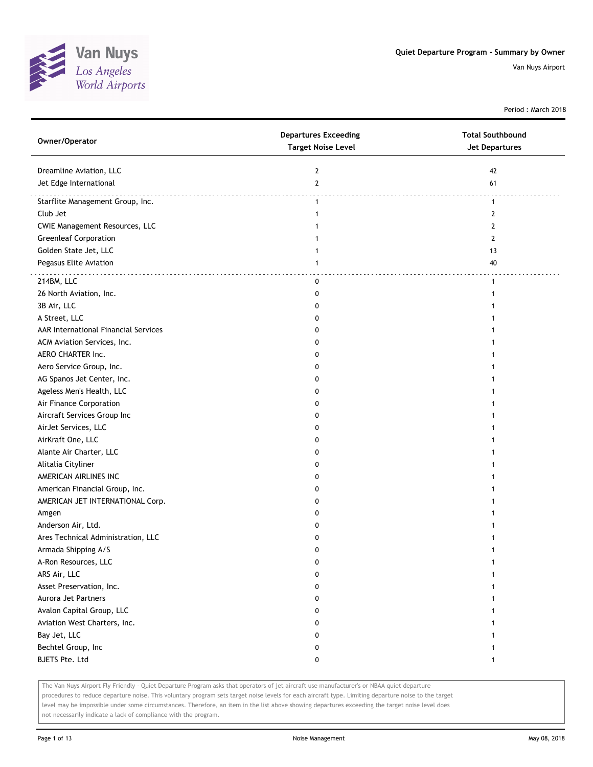# Quiet Departure Program - Summary by Owner

Van Nuys Airport

Period : March 2018

| Owner/Operator | Departures Exceeding Target Noise Level | Total Southbound Jet Departures |
|---|---|---|
| Dreamline Aviation, LLC | 2 | 42 |
| Jet Edge International | 2 | 61 |
| Starflite Management Group, Inc. | 1 | 1 |
| Club Jet | 1 | 2 |
| CWIE Management Resources, LLC | 1 | 2 |
| Greenleaf Corporation | 1 | 2 |
| Golden State Jet, LLC | 1 | 13 |
| Pegasus Elite Aviation | 1 | 40 |
| 214BM, LLC | 0 | 1 |
| 26 North Aviation, Inc. | 0 | 1 |
| 3B Air, LLC | 0 | 1 |
| A Street, LLC | 0 | 1 |
| AAR International Financial Services | 0 | 1 |
| ACM Aviation Services, Inc. | 0 | 1 |
| AERO CHARTER Inc. | 0 | 1 |
| Aero Service Group, Inc. | 0 | 1 |
| AG Spanos Jet Center, Inc. | 0 | 1 |
| Ageless Men's Health, LLC | 0 | 1 |
| Air Finance Corporation | 0 | 1 |
| Aircraft Services Group Inc | 0 | 1 |
| AirJet Services, LLC | 0 | 1 |
| AirKraft One, LLC | 0 | 1 |
| Alante Air Charter, LLC | 0 | 1 |
| Alitalia Cityliner | 0 | 1 |
| AMERICAN AIRLINES INC | 0 | 1 |
| American Financial Group, Inc. | 0 | 1 |
| AMERICAN JET INTERNATIONAL Corp. | 0 | 1 |
| Amgen | 0 | 1 |
| Anderson Air, Ltd. | 0 | 1 |
| Ares Technical Administration, LLC | 0 | 1 |
| Armada Shipping A/S | 0 | 1 |
| A-Ron Resources, LLC | 0 | 1 |
| ARS Air, LLC | 0 | 1 |
| Asset Preservation, Inc. | 0 | 1 |
| Aurora Jet Partners | 0 | 1 |
| Avalon Capital Group, LLC | 0 | 1 |
| Aviation West Charters, Inc. | 0 | 1 |
| Bay Jet, LLC | 0 | 1 |
| Bechtel Group, Inc | 0 | 1 |
| BJETS Pte. Ltd | 0 | 1 |

The Van Nuys Airport Fly Friendly - Quiet Departure Program asks that operators of jet aircraft use manufacturer's or NBAA quiet departure procedures to reduce departure noise. This voluntary program sets target noise levels for each aircraft type. Limiting departure noise to the target level may be impossible under some circumstances. Therefore, an item in the list above showing departures exceeding the target noise level does not necessarily indicate a lack of compliance with the program.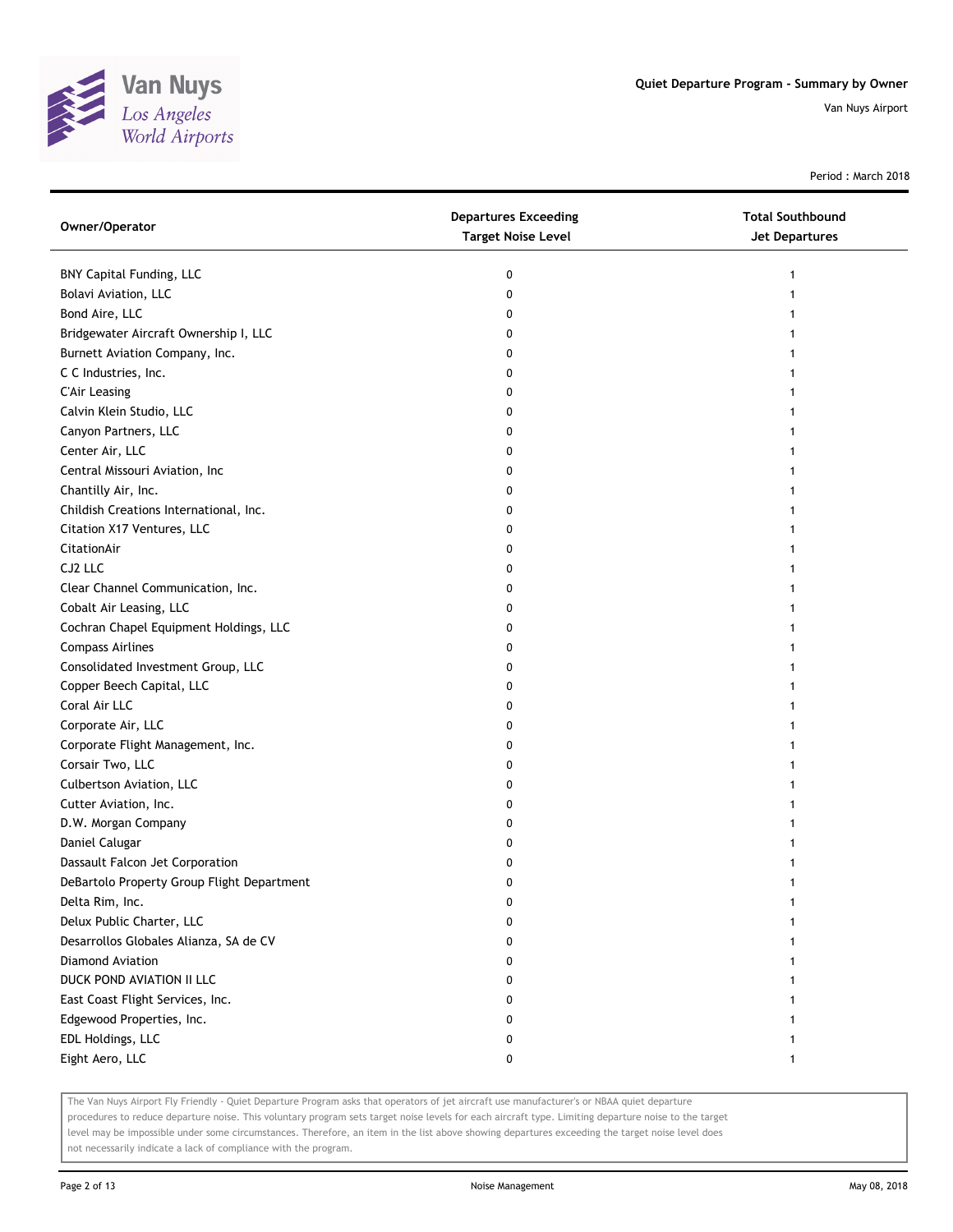Quiet Departure Program - Summary by Owner

Van Nuys Airport

Period : March 2018

| Owner/Operator | Departures Exceeding Target Noise Level | Total Southbound Jet Departures |
| --- | --- | --- |
| BNY Capital Funding, LLC | 0 | 1 |
| Bolavi Aviation, LLC | 0 | 1 |
| Bond Aire, LLC | 0 | 1 |
| Bridgewater Aircraft Ownership I, LLC | 0 | 1 |
| Burnett Aviation Company, Inc. | 0 | 1 |
| C C Industries, Inc. | 0 | 1 |
| C'Air Leasing | 0 | 1 |
| Calvin Klein Studio, LLC | 0 | 1 |
| Canyon Partners, LLC | 0 | 1 |
| Center Air, LLC | 0 | 1 |
| Central Missouri Aviation, Inc | 0 | 1 |
| Chantilly Air, Inc. | 0 | 1 |
| Childish Creations International, Inc. | 0 | 1 |
| Citation X17 Ventures, LLC | 0 | 1 |
| CitationAir | 0 | 1 |
| CJ2 LLC | 0 | 1 |
| Clear Channel Communication, Inc. | 0 | 1 |
| Cobalt Air Leasing, LLC | 0 | 1 |
| Cochran Chapel Equipment Holdings, LLC | 0 | 1 |
| Compass Airlines | 0 | 1 |
| Consolidated Investment Group, LLC | 0 | 1 |
| Copper Beech Capital, LLC | 0 | 1 |
| Coral Air LLC | 0 | 1 |
| Corporate Air, LLC | 0 | 1 |
| Corporate Flight Management, Inc. | 0 | 1 |
| Corsair Two, LLC | 0 | 1 |
| Culbertson Aviation, LLC | 0 | 1 |
| Cutter Aviation, Inc. | 0 | 1 |
| D.W. Morgan Company | 0 | 1 |
| Daniel Calugar | 0 | 1 |
| Dassault Falcon Jet Corporation | 0 | 1 |
| DeBartolo Property Group Flight Department | 0 | 1 |
| Delta Rim, Inc. | 0 | 1 |
| Delux Public Charter, LLC | 0 | 1 |
| Desarrollos Globales Alianza, SA de CV | 0 | 1 |
| Diamond Aviation | 0 | 1 |
| DUCK POND AVIATION II LLC | 0 | 1 |
| East Coast Flight Services, Inc. | 0 | 1 |
| Edgewood Properties, Inc. | 0 | 1 |
| EDL Holdings, LLC | 0 | 1 |
| Eight Aero, LLC | 0 | 1 |

The Van Nuys Airport Fly Friendly - Quiet Departure Program asks that operators of jet aircraft use manufacturer's or NBAA quiet departure procedures to reduce departure noise. This voluntary program sets target noise levels for each aircraft type. Limiting departure noise to the target level may be impossible under some circumstances. Therefore, an item in the list above showing departures exceeding the target noise level does not necessarily indicate a lack of compliance with the program.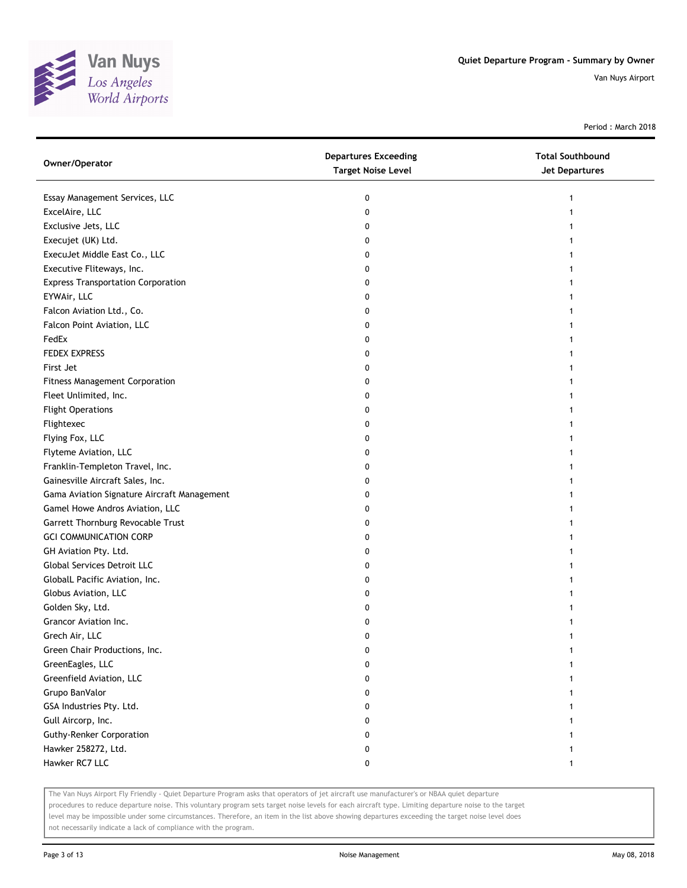Period : March 2018

| Owner/Operator | Departures Exceeding Target Noise Level | Total Southbound Jet Departures |
|---|---|---|
| Essay Management Services, LLC | 0 | 1 |
| ExcelAire, LLC | 0 | 1 |
| Exclusive Jets, LLC | 0 | 1 |
| Execujet (UK) Ltd. | 0 | 1 |
| ExecuJet Middle East Co., LLC | 0 | 1 |
| Executive Fliteways, Inc. | 0 | 1 |
| Express Transportation Corporation | 0 | 1 |
| EYWAir, LLC | 0 | 1 |
| Falcon Aviation Ltd., Co. | 0 | 1 |
| Falcon Point Aviation, LLC | 0 | 1 |
| FedEx | 0 | 1 |
| FEDEX EXPRESS | 0 | 1 |
| First Jet | 0 | 1 |
| Fitness Management Corporation | 0 | 1 |
| Fleet Unlimited, Inc. | 0 | 1 |
| Flight Operations | 0 | 1 |
| Flightexec | 0 | 1 |
| Flying Fox, LLC | 0 | 1 |
| Flyteme Aviation, LLC | 0 | 1 |
| Franklin-Templeton Travel, Inc. | 0 | 1 |
| Gainesville Aircraft Sales, Inc. | 0 | 1 |
| Gama Aviation Signature Aircraft Management | 0 | 1 |
| Gamel Howe Andros Aviation, LLC | 0 | 1 |
| Garrett Thornburg Revocable Trust | 0 | 1 |
| GCI COMMUNICATION CORP | 0 | 1 |
| GH Aviation Pty. Ltd. | 0 | 1 |
| Global Services Detroit LLC | 0 | 1 |
| GlobalL Pacific Aviation, Inc. | 0 | 1 |
| Globus Aviation, LLC | 0 | 1 |
| Golden Sky, Ltd. | 0 | 1 |
| Grancor Aviation Inc. | 0 | 1 |
| Grech Air, LLC | 0 | 1 |
| Green Chair Productions, Inc. | 0 | 1 |
| GreenEagles, LLC | 0 | 1 |
| Greenfield Aviation, LLC | 0 | 1 |
| Grupo BanValor | 0 | 1 |
| GSA Industries Pty. Ltd. | 0 | 1 |
| Gull Aircorp, Inc. | 0 | 1 |
| Guthy-Renker Corporation | 0 | 1 |
| Hawker 258272, Ltd. | 0 | 1 |
| Hawker RC7 LLC | 0 | 1 |

The Van Nuys Airport Fly Friendly - Quiet Departure Program asks that operators of jet aircraft use manufacturer's or NBAA quiet departure procedures to reduce departure noise. This voluntary program sets target noise levels for each aircraft type. Limiting departure noise to the target level may be impossible under some circumstances. Therefore, an item in the list above showing departures exceeding the target noise level does not necessarily indicate a lack of compliance with the program.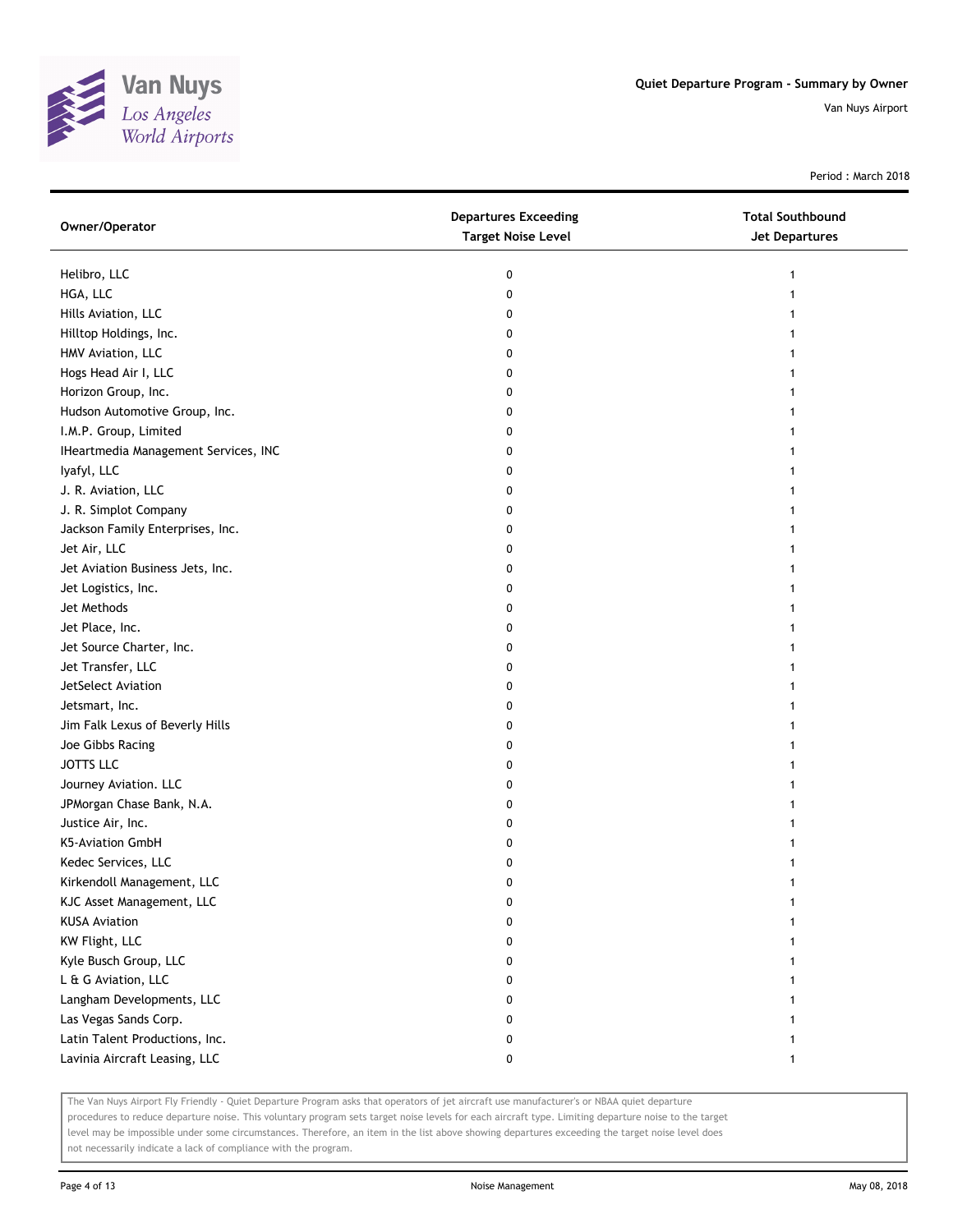| Owner/Operator | Departures Exceeding Target Noise Level | Total Southbound Jet Departures |
|---|---|---|
| Helibro, LLC | 0 | 1 |
| HGA, LLC | 0 | 1 |
| Hills Aviation, LLC | 0 | 1 |
| Hilltop Holdings, Inc. | 0 | 1 |
| HMV Aviation, LLC | 0 | 1 |
| Hogs Head Air I, LLC | 0 | 1 |
| Horizon Group, Inc. | 0 | 1 |
| Hudson Automotive Group, Inc. | 0 | 1 |
| I.M.P. Group, Limited | 0 | 1 |
| IHeartmedia Management Services, INC | 0 | 1 |
| Iyafyl, LLC | 0 | 1 |
| J. R. Aviation, LLC | 0 | 1 |
| J. R. Simplot Company | 0 | 1 |
| Jackson Family Enterprises, Inc. | 0 | 1 |
| Jet Air, LLC | 0 | 1 |
| Jet Aviation Business Jets, Inc. | 0 | 1 |
| Jet Logistics, Inc. | 0 | 1 |
| Jet Methods | 0 | 1 |
| Jet Place, Inc. | 0 | 1 |
| Jet Source Charter, Inc. | 0 | 1 |
| Jet Transfer, LLC | 0 | 1 |
| JetSelect Aviation | 0 | 1 |
| Jetsmart, Inc. | 0 | 1 |
| Jim Falk Lexus of Beverly Hills | 0 | 1 |
| Joe Gibbs Racing | 0 | 1 |
| JOTTS LLC | 0 | 1 |
| Journey Aviation. LLC | 0 | 1 |
| JPMorgan Chase Bank, N.A. | 0 | 1 |
| Justice Air, Inc. | 0 | 1 |
| K5-Aviation GmbH | 0 | 1 |
| Kedec Services, LLC | 0 | 1 |
| Kirkendoll Management, LLC | 0 | 1 |
| KJC Asset Management, LLC | 0 | 1 |
| KUSA Aviation | 0 | 1 |
| KW Flight, LLC | 0 | 1 |
| Kyle Busch Group, LLC | 0 | 1 |
| L & G Aviation, LLC | 0 | 1 |
| Langham Developments, LLC | 0 | 1 |
| Las Vegas Sands Corp. | 0 | 1 |
| Latin Talent Productions, Inc. | 0 | 1 |
| Lavinia Aircraft Leasing, LLC | 0 | 1 |

The Van Nuys Airport Fly Friendly - Quiet Departure Program asks that operators of jet aircraft use manufacturer's or NBAA quiet departure procedures to reduce departure noise. This voluntary program sets target noise levels for each aircraft type. Limiting departure noise to the target level may be impossible under some circumstances. Therefore, an item in the list above showing departures exceeding the target noise level does not necessarily indicate a lack of compliance with the program.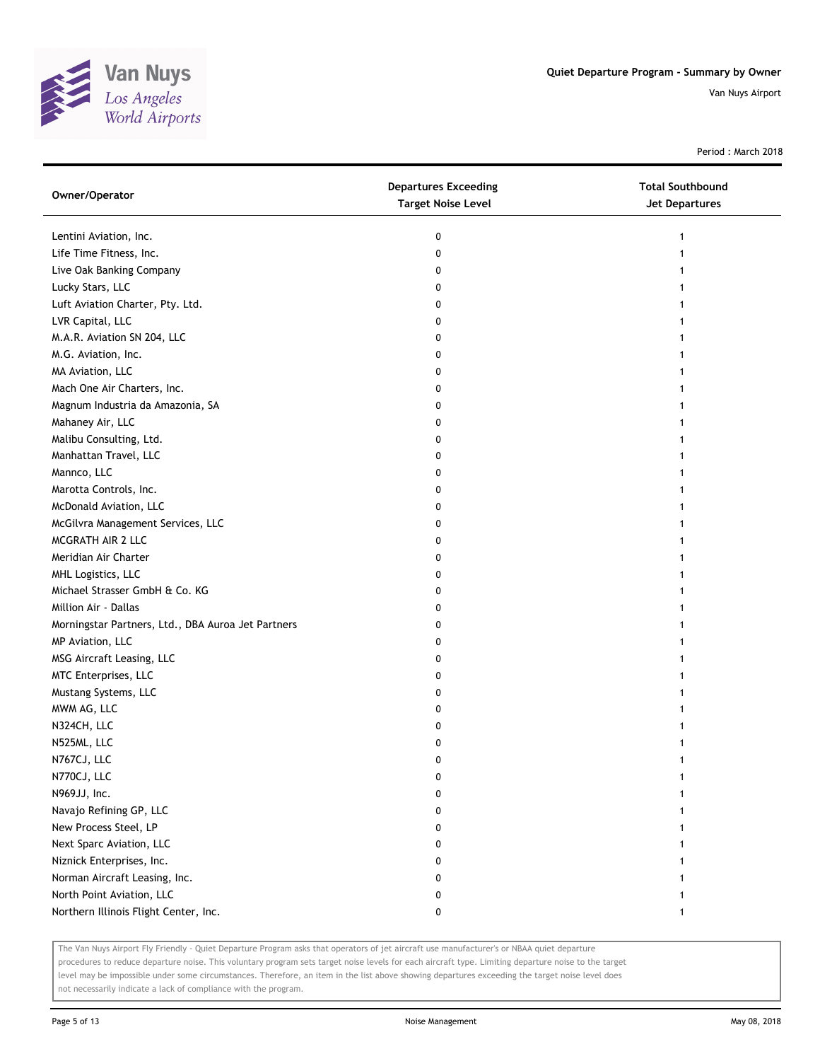Van Nuys
*Los Angeles World Airports*

**Quiet Departure Program - Summary by Owner**

Van Nuys Airport

Period : March 2018

| Owner/Operator | Departures Exceeding Target Noise Level | Total Southbound Jet Departures |
|---|---|---|
| Lentini Aviation, Inc. | 0 | 1 |
| Life Time Fitness, Inc. | 0 | 1 |
| Live Oak Banking Company | 0 | 1 |
| Lucky Stars, LLC | 0 | 1 |
| Luft Aviation Charter, Pty. Ltd. | 0 | 1 |
| LVR Capital, LLC | 0 | 1 |
| M.A.R. Aviation SN 204, LLC | 0 | 1 |
| M.G. Aviation, Inc. | 0 | 1 |
| MA Aviation, LLC | 0 | 1 |
| Mach One Air Charters, Inc. | 0 | 1 |
| Magnum Industria da Amazonia, SA | 0 | 1 |
| Mahaney Air, LLC | 0 | 1 |
| Malibu Consulting, Ltd. | 0 | 1 |
| Manhattan Travel, LLC | 0 | 1 |
| Mannco, LLC | 0 | 1 |
| Marotta Controls, Inc. | 0 | 1 |
| McDonald Aviation, LLC | 0 | 1 |
| McGilvra Management Services, LLC | 0 | 1 |
| MCGRATH AIR 2 LLC | 0 | 1 |
| Meridian Air Charter | 0 | 1 |
| MHL Logistics, LLC | 0 | 1 |
| Michael Strasser GmbH & Co. KG | 0 | 1 |
| Million Air - Dallas | 0 | 1 |
| Morningstar Partners, Ltd., DBA Auroa Jet Partners | 0 | 1 |
| MP Aviation, LLC | 0 | 1 |
| MSG Aircraft Leasing, LLC | 0 | 1 |
| MTC Enterprises, LLC | 0 | 1 |
| Mustang Systems, LLC | 0 | 1 |
| MWM AG, LLC | 0 | 1 |
| N324CH, LLC | 0 | 1 |
| N525ML, LLC | 0 | 1 |
| N767CJ, LLC | 0 | 1 |
| N770CJ, LLC | 0 | 1 |
| N969JJ, Inc. | 0 | 1 |
| Navajo Refining GP, LLC | 0 | 1 |
| New Process Steel, LP | 0 | 1 |
| Next Sparc Aviation, LLC | 0 | 1 |
| Niznick Enterprises, Inc. | 0 | 1 |
| Norman Aircraft Leasing, Inc. | 0 | 1 |
| North Point Aviation, LLC | 0 | 1 |
| Northern Illinois Flight Center, Inc. | 0 | 1 |

The Van Nuys Airport Fly Friendly - Quiet Departure Program asks that operators of jet aircraft use manufacturer's or NBAA quiet departure procedures to reduce departure noise. This voluntary program sets target noise levels for each aircraft type. Limiting departure noise to the target level may be impossible under some circumstances. Therefore, an item in the list above showing departures exceeding the target noise level does not necessarily indicate a lack of compliance with the program.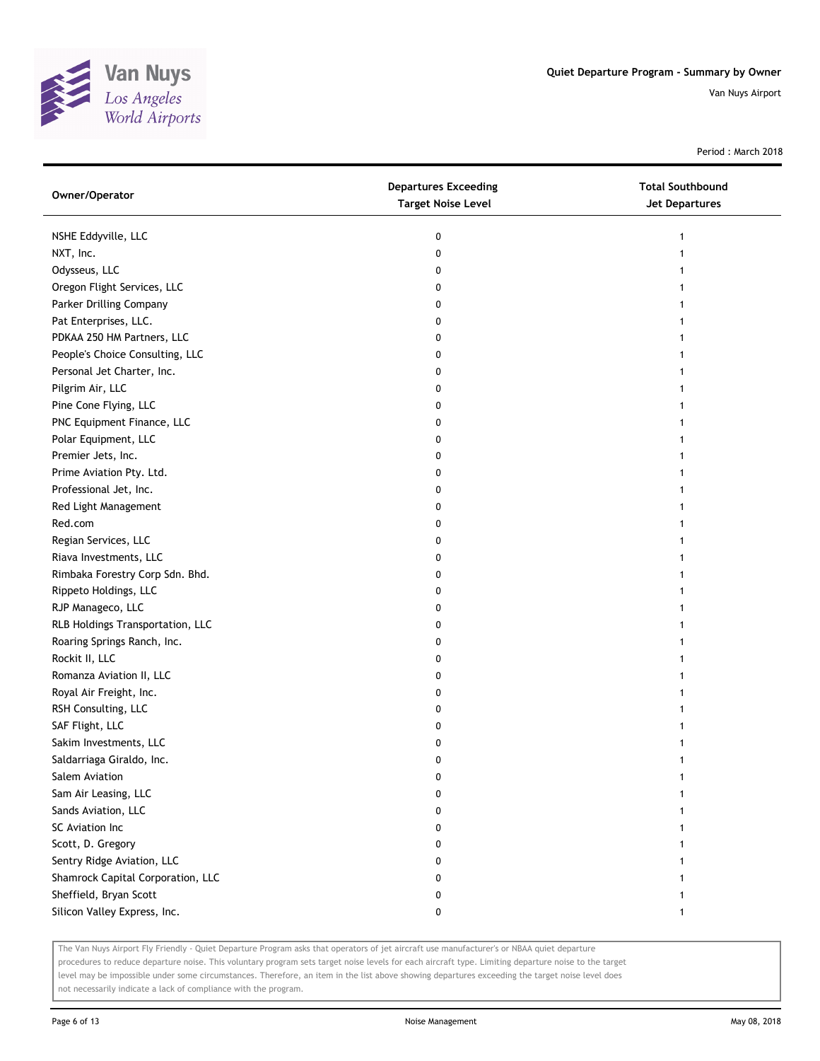Quiet Departure Program - Summary by Owner

Van Nuys Airport

Period : March 2018

| Owner/Operator | Departures Exceeding Target Noise Level | Total Southbound Jet Departures |
|---|---|---|
| NSHE Eddyville, LLC | 0 | 1 |
| NXT, Inc. | 0 | 1 |
| Odysseus, LLC | 0 | 1 |
| Oregon Flight Services, LLC | 0 | 1 |
| Parker Drilling Company | 0 | 1 |
| Pat Enterprises, LLC. | 0 | 1 |
| PDKAA 250 HM Partners, LLC | 0 | 1 |
| People's Choice Consulting, LLC | 0 | 1 |
| Personal Jet Charter, Inc. | 0 | 1 |
| Pilgrim Air, LLC | 0 | 1 |
| Pine Cone Flying, LLC | 0 | 1 |
| PNC Equipment Finance, LLC | 0 | 1 |
| Polar Equipment, LLC | 0 | 1 |
| Premier Jets, Inc. | 0 | 1 |
| Prime Aviation Pty. Ltd. | 0 | 1 |
| Professional Jet, Inc. | 0 | 1 |
| Red Light Management | 0 | 1 |
| Red.com | 0 | 1 |
| Regian Services, LLC | 0 | 1 |
| Riava Investments, LLC | 0 | 1 |
| Rimbaka Forestry Corp Sdn. Bhd. | 0 | 1 |
| Rippeto Holdings, LLC | 0 | 1 |
| RJP Manageco, LLC | 0 | 1 |
| RLB Holdings Transportation, LLC | 0 | 1 |
| Roaring Springs Ranch, Inc. | 0 | 1 |
| Rockit II, LLC | 0 | 1 |
| Romanza Aviation II, LLC | 0 | 1 |
| Royal Air Freight, Inc. | 0 | 1 |
| RSH Consulting, LLC | 0 | 1 |
| SAF Flight, LLC | 0 | 1 |
| Sakim Investments, LLC | 0 | 1 |
| Saldarriaga Giraldo, Inc. | 0 | 1 |
| Salem Aviation | 0 | 1 |
| Sam Air Leasing, LLC | 0 | 1 |
| Sands Aviation, LLC | 0 | 1 |
| SC Aviation Inc | 0 | 1 |
| Scott, D. Gregory | 0 | 1 |
| Sentry Ridge Aviation, LLC | 0 | 1 |
| Shamrock Capital Corporation, LLC | 0 | 1 |
| Sheffield, Bryan Scott | 0 | 1 |
| Silicon Valley Express, Inc. | 0 | 1 |

The Van Nuys Airport Fly Friendly - Quiet Departure Program asks that operators of jet aircraft use manufacturer's or NBAA quiet departure procedures to reduce departure noise. This voluntary program sets target noise levels for each aircraft type. Limiting departure noise to the target level may be impossible under some circumstances. Therefore, an item in the list above showing departures exceeding the target noise level does not necessarily indicate a lack of compliance with the program.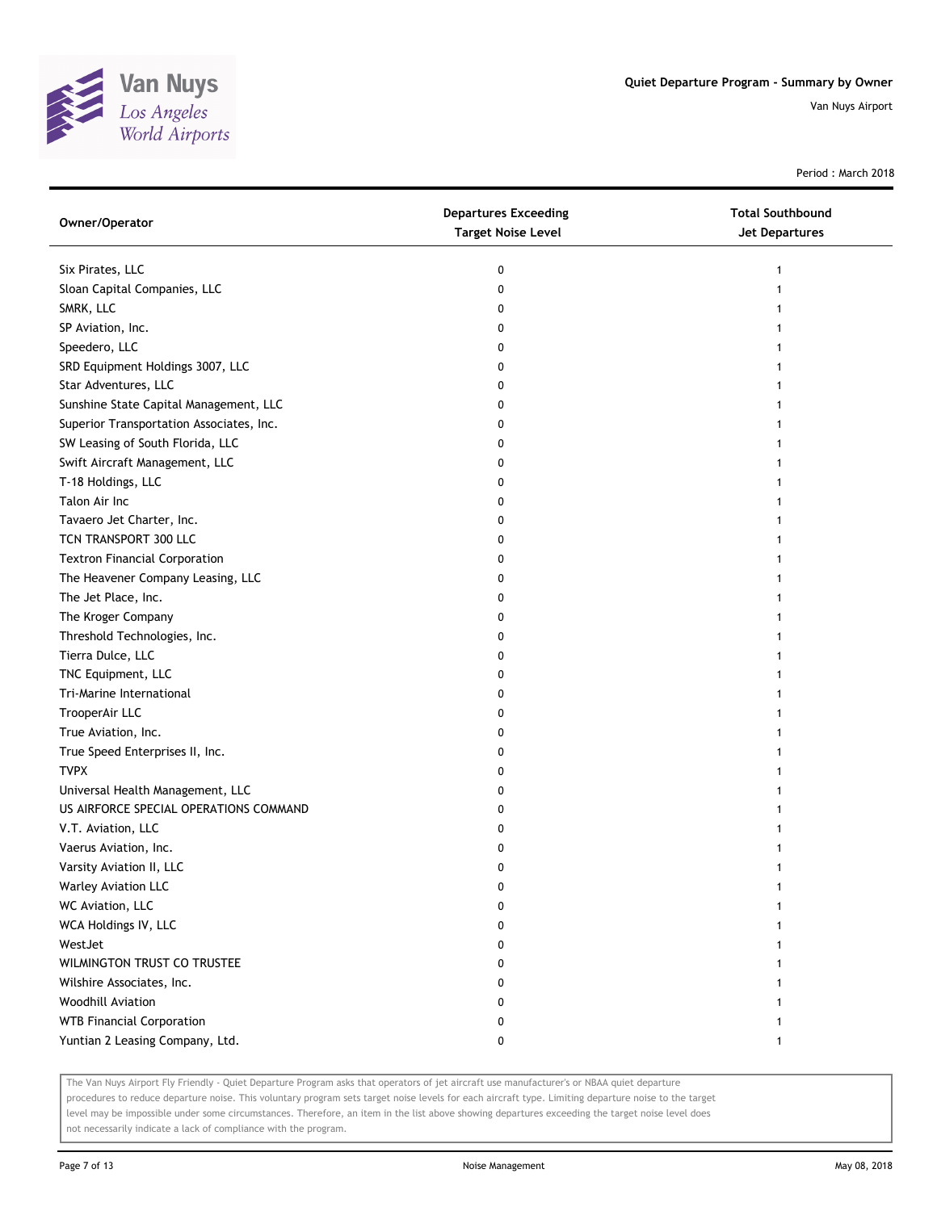# Quiet Departure Program - Summary by Owner

Van Nuys Airport

Period : March 2018

| Owner/Operator | Departures Exceeding Target Noise Level | Total Southbound Jet Departures |
|---|---|---|
| Six Pirates, LLC | 0 | 1 |
| Sloan Capital Companies, LLC | 0 | 1 |
| SMRK, LLC | 0 | 1 |
| SP Aviation, Inc. | 0 | 1 |
| Speedero, LLC | 0 | 1 |
| SRD Equipment Holdings 3007, LLC | 0 | 1 |
| Star Adventures, LLC | 0 | 1 |
| Sunshine State Capital Management, LLC | 0 | 1 |
| Superior Transportation Associates, Inc. | 0 | 1 |
| SW Leasing of South Florida, LLC | 0 | 1 |
| Swift Aircraft Management, LLC | 0 | 1 |
| T-18 Holdings, LLC | 0 | 1 |
| Talon Air Inc | 0 | 1 |
| Tavaero Jet Charter, Inc. | 0 | 1 |
| TCN TRANSPORT 300 LLC | 0 | 1 |
| Textron Financial Corporation | 0 | 1 |
| The Heavener Company Leasing, LLC | 0 | 1 |
| The Jet Place, Inc. | 0 | 1 |
| The Kroger Company | 0 | 1 |
| Threshold Technologies, Inc. | 0 | 1 |
| Tierra Dulce, LLC | 0 | 1 |
| TNC Equipment, LLC | 0 | 1 |
| Tri-Marine International | 0 | 1 |
| TrooperAir LLC | 0 | 1 |
| True Aviation, Inc. | 0 | 1 |
| True Speed Enterprises II, Inc. | 0 | 1 |
| TVPX | 0 | 1 |
| Universal Health Management, LLC | 0 | 1 |
| US AIRFORCE SPECIAL OPERATIONS COMMAND | 0 | 1 |
| V.T. Aviation, LLC | 0 | 1 |
| Vaerus Aviation, Inc. | 0 | 1 |
| Varsity Aviation II, LLC | 0 | 1 |
| Warley Aviation LLC | 0 | 1 |
| WC Aviation, LLC | 0 | 1 |
| WCA Holdings IV, LLC | 0 | 1 |
| WestJet | 0 | 1 |
| WILMINGTON TRUST CO TRUSTEE | 0 | 1 |
| Wilshire Associates, Inc. | 0 | 1 |
| Woodhill Aviation | 0 | 1 |
| WTB Financial Corporation | 0 | 1 |
| Yuntian 2 Leasing Company, Ltd. | 0 | 1 |

The Van Nuys Airport Fly Friendly - Quiet Departure Program asks that operators of jet aircraft use manufacturer's or NBAA quiet departure procedures to reduce departure noise. This voluntary program sets target noise levels for each aircraft type. Limiting departure noise to the target level may be impossible under some circumstances. Therefore, an item in the list above showing departures exceeding the target noise level does not necessarily indicate a lack of compliance with the program.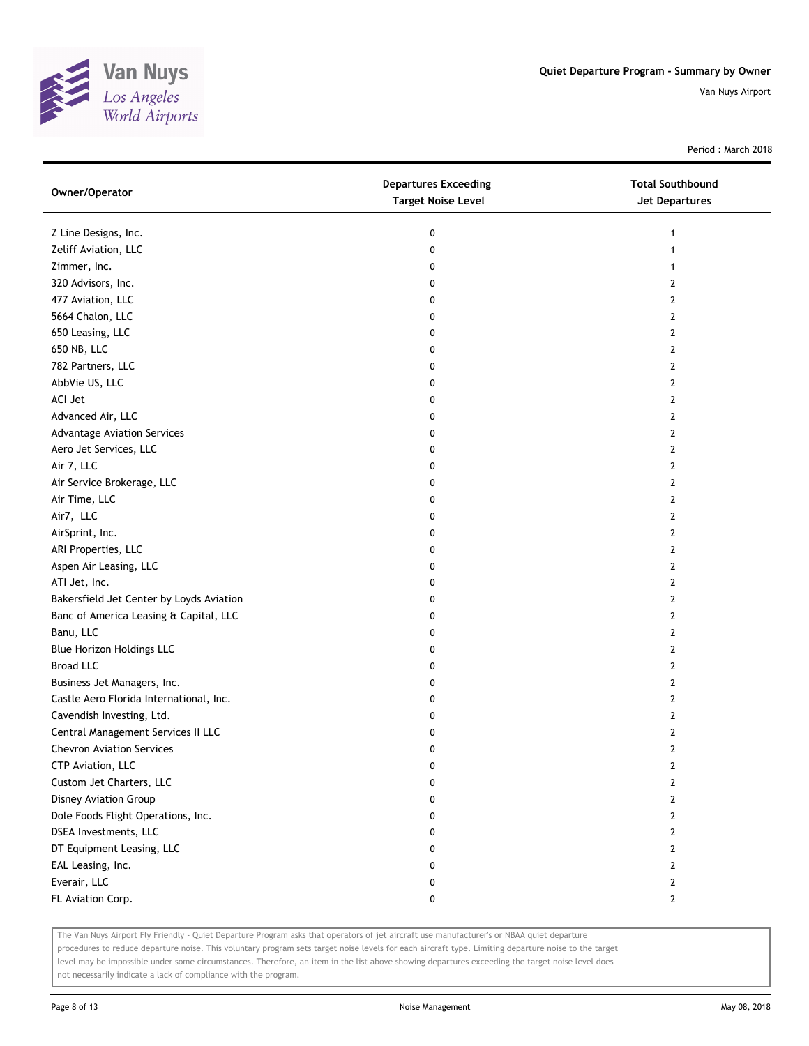## Quiet Departure Program - Summary by Owner

Van Nuys Airport

Period : March 2018

| Owner/Operator | Departures Exceeding Target Noise Level | Total Southbound Jet Departures |
|---|---|---|
| Z Line Designs, Inc. | 0 | 1 |
| Zeliff Aviation, LLC | 0 | 1 |
| Zimmer, Inc. | 0 | 1 |
| 320 Advisors, Inc. | 0 | 2 |
| 477 Aviation, LLC | 0 | 2 |
| 5664 Chalon, LLC | 0 | 2 |
| 650 Leasing, LLC | 0 | 2 |
| 650 NB, LLC | 0 | 2 |
| 782 Partners, LLC | 0 | 2 |
| AbbVie US, LLC | 0 | 2 |
| ACI Jet | 0 | 2 |
| Advanced Air, LLC | 0 | 2 |
| Advantage Aviation Services | 0 | 2 |
| Aero Jet Services, LLC | 0 | 2 |
| Air 7, LLC | 0 | 2 |
| Air Service Brokerage, LLC | 0 | 2 |
| Air Time, LLC | 0 | 2 |
| Air7, LLC | 0 | 2 |
| AirSprint, Inc. | 0 | 2 |
| ARI Properties, LLC | 0 | 2 |
| Aspen Air Leasing, LLC | 0 | 2 |
| ATI Jet, Inc. | 0 | 2 |
| Bakersfield Jet Center by Loyds Aviation | 0 | 2 |
| Banc of America Leasing & Capital, LLC | 0 | 2 |
| Banu, LLC | 0 | 2 |
| Blue Horizon Holdings LLC | 0 | 2 |
| Broad LLC | 0 | 2 |
| Business Jet Managers, Inc. | 0 | 2 |
| Castle Aero Florida International, Inc. | 0 | 2 |
| Cavendish Investing, Ltd. | 0 | 2 |
| Central Management Services II LLC | 0 | 2 |
| Chevron Aviation Services | 0 | 2 |
| CTP Aviation, LLC | 0 | 2 |
| Custom Jet Charters, LLC | 0 | 2 |
| Disney Aviation Group | 0 | 2 |
| Dole Foods Flight Operations, Inc. | 0 | 2 |
| DSEA Investments, LLC | 0 | 2 |
| DT Equipment Leasing, LLC | 0 | 2 |
| EAL Leasing, Inc. | 0 | 2 |
| Everair, LLC | 0 | 2 |
| FL Aviation Corp. | 0 | 2 |

The Van Nuys Airport Fly Friendly - Quiet Departure Program asks that operators of jet aircraft use manufacturer's or NBAA quiet departure procedures to reduce departure noise. This voluntary program sets target noise levels for each aircraft type. Limiting departure noise to the target level may be impossible under some circumstances. Therefore, an item in the list above showing departures exceeding the target noise level does not necessarily indicate a lack of compliance with the program.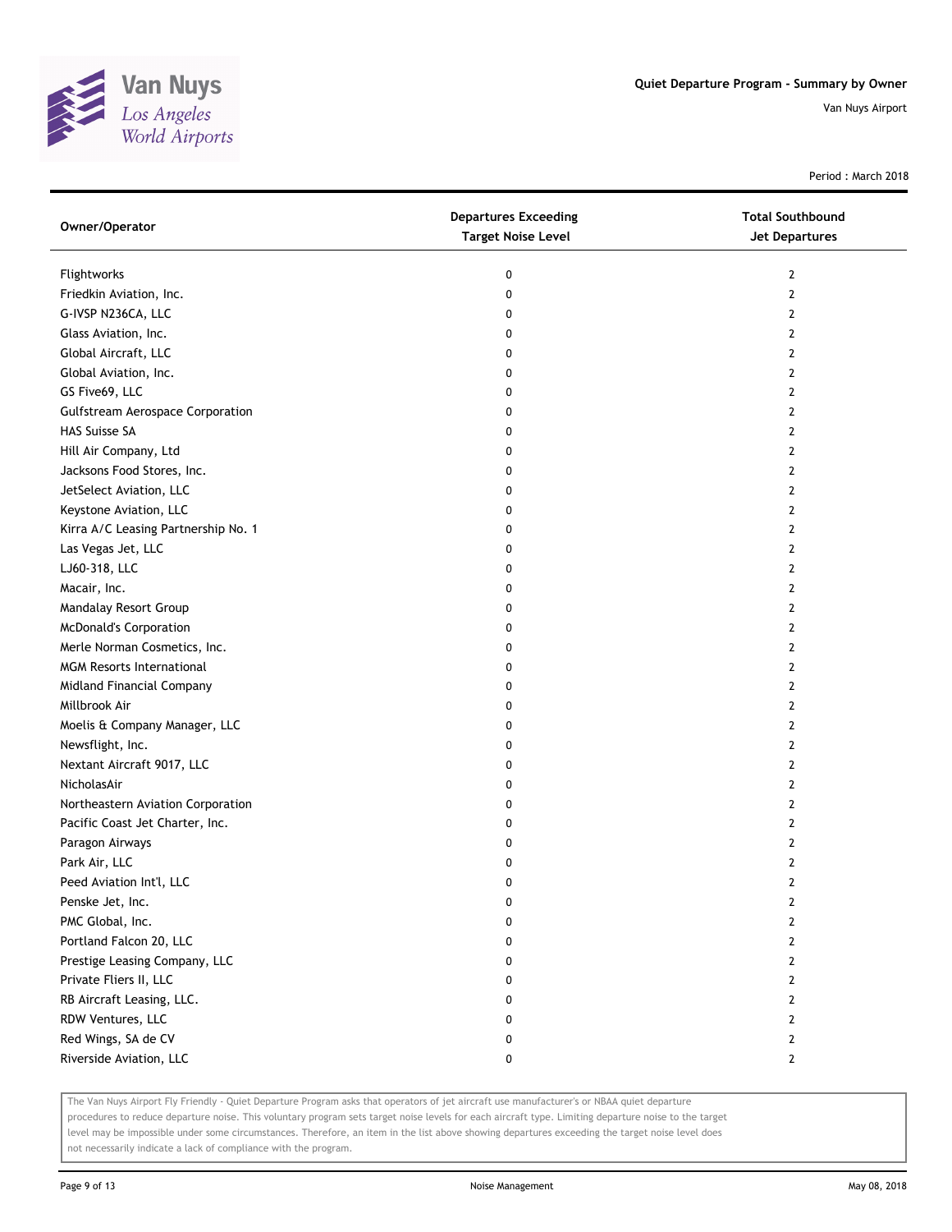Quiet Departure Program - Summary by Owner

Van Nuys Airport

Period : March 2018

| Owner/Operator | Departures Exceeding Target Noise Level | Total Southbound Jet Departures |
|---|---|---|
| Flightworks | 0 | 2 |
| Friedkin Aviation, Inc. | 0 | 2 |
| G-IVSP N236CA, LLC | 0 | 2 |
| Glass Aviation, Inc. | 0 | 2 |
| Global Aircraft, LLC | 0 | 2 |
| Global Aviation, Inc. | 0 | 2 |
| GS Five69, LLC | 0 | 2 |
| Gulfstream Aerospace Corporation | 0 | 2 |
| HAS Suisse SA | 0 | 2 |
| Hill Air Company, Ltd | 0 | 2 |
| Jacksons Food Stores, Inc. | 0 | 2 |
| JetSelect Aviation, LLC | 0 | 2 |
| Keystone Aviation, LLC | 0 | 2 |
| Kirra A/C Leasing Partnership No. 1 | 0 | 2 |
| Las Vegas Jet, LLC | 0 | 2 |
| LJ60-318, LLC | 0 | 2 |
| Macair, Inc. | 0 | 2 |
| Mandalay Resort Group | 0 | 2 |
| McDonald's Corporation | 0 | 2 |
| Merle Norman Cosmetics, Inc. | 0 | 2 |
| MGM Resorts International | 0 | 2 |
| Midland Financial Company | 0 | 2 |
| Millbrook Air | 0 | 2 |
| Moelis & Company Manager, LLC | 0 | 2 |
| Newsflight, Inc. | 0 | 2 |
| Nextant Aircraft 9017, LLC | 0 | 2 |
| NicholasAir | 0 | 2 |
| Northeastern Aviation Corporation | 0 | 2 |
| Pacific Coast Jet Charter, Inc. | 0 | 2 |
| Paragon Airways | 0 | 2 |
| Park Air, LLC | 0 | 2 |
| Peed Aviation Int'l, LLC | 0 | 2 |
| Penske Jet, Inc. | 0 | 2 |
| PMC Global, Inc. | 0 | 2 |
| Portland Falcon 20, LLC | 0 | 2 |
| Prestige Leasing Company, LLC | 0 | 2 |
| Private Fliers II, LLC | 0 | 2 |
| RB Aircraft Leasing, LLC. | 0 | 2 |
| RDW Ventures, LLC | 0 | 2 |
| Red Wings, SA de CV | 0 | 2 |
| Riverside Aviation, LLC | 0 | 2 |

The Van Nuys Airport Fly Friendly - Quiet Departure Program asks that operators of jet aircraft use manufacturer's or NBAA quiet departure procedures to reduce departure noise. This voluntary program sets target noise levels for each aircraft type. Limiting departure noise to the target level may be impossible under some circumstances. Therefore, an item in the list above showing departures exceeding the target noise level does not necessarily indicate a lack of compliance with the program.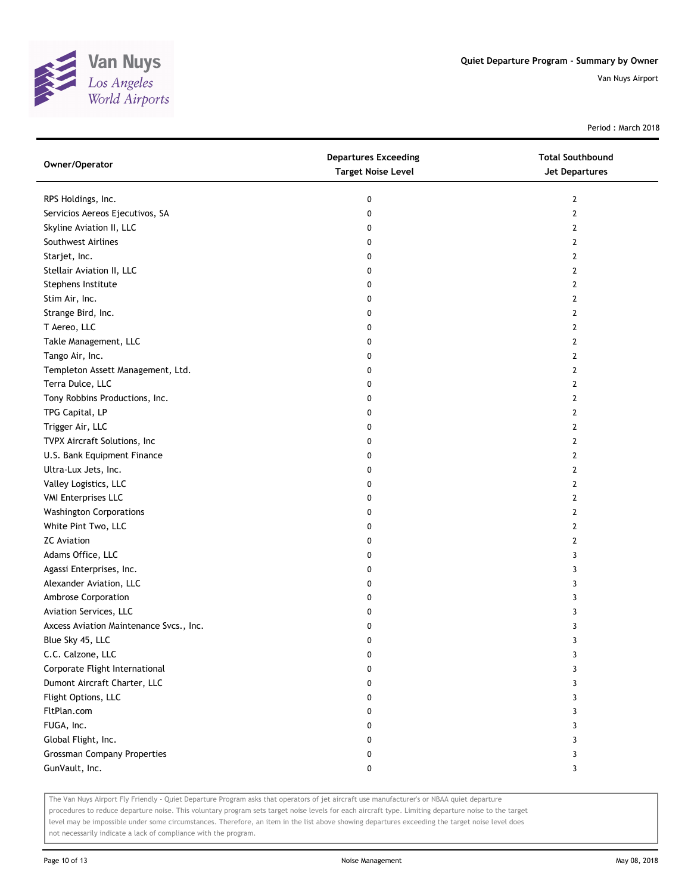# Quiet Departure Program - Summary by Owner

Van Nuys Airport

Period : March 2018

| Owner/Operator | Departures Exceeding Target Noise Level | Total Southbound Jet Departures |
|---|---|---|
| RPS Holdings, Inc. | 0 | 2 |
| Servicios Aereos Ejecutivos, SA | 0 | 2 |
| Skyline Aviation II, LLC | 0 | 2 |
| Southwest Airlines | 0 | 2 |
| Starjet, Inc. | 0 | 2 |
| Stellair Aviation II, LLC | 0 | 2 |
| Stephens Institute | 0 | 2 |
| Stim Air, Inc. | 0 | 2 |
| Strange Bird, Inc. | 0 | 2 |
| T Aereo, LLC | 0 | 2 |
| Takle Management, LLC | 0 | 2 |
| Tango Air, Inc. | 0 | 2 |
| Templeton Assett Management, Ltd. | 0 | 2 |
| Terra Dulce, LLC | 0 | 2 |
| Tony Robbins Productions, Inc. | 0 | 2 |
| TPG Capital, LP | 0 | 2 |
| Trigger Air, LLC | 0 | 2 |
| TVPX Aircraft Solutions, Inc | 0 | 2 |
| U.S. Bank Equipment Finance | 0 | 2 |
| Ultra-Lux Jets, Inc. | 0 | 2 |
| Valley Logistics, LLC | 0 | 2 |
| VMI Enterprises LLC | 0 | 2 |
| Washington Corporations | 0 | 2 |
| White Pint Two, LLC | 0 | 2 |
| ZC Aviation | 0 | 2 |
| Adams Office, LLC | 0 | 3 |
| Agassi Enterprises, Inc. | 0 | 3 |
| Alexander Aviation, LLC | 0 | 3 |
| Ambrose Corporation | 0 | 3 |
| Aviation Services, LLC | 0 | 3 |
| Axcess Aviation Maintenance Svcs., Inc. | 0 | 3 |
| Blue Sky 45, LLC | 0 | 3 |
| C.C. Calzone, LLC | 0 | 3 |
| Corporate Flight International | 0 | 3 |
| Dumont Aircraft Charter, LLC | 0 | 3 |
| Flight Options, LLC | 0 | 3 |
| FltPlan.com | 0 | 3 |
| FUGA, Inc. | 0 | 3 |
| Global Flight, Inc. | 0 | 3 |
| Grossman Company Properties | 0 | 3 |
| GunVault, Inc. | 0 | 3 |

The Van Nuys Airport Fly Friendly - Quiet Departure Program asks that operators of jet aircraft use manufacturer's or NBAA quiet departure procedures to reduce departure noise. This voluntary program sets target noise levels for each aircraft type. Limiting departure noise to the target level may be impossible under some circumstances. Therefore, an item in the list above showing departures exceeding the target noise level does not necessarily indicate a lack of compliance with the program.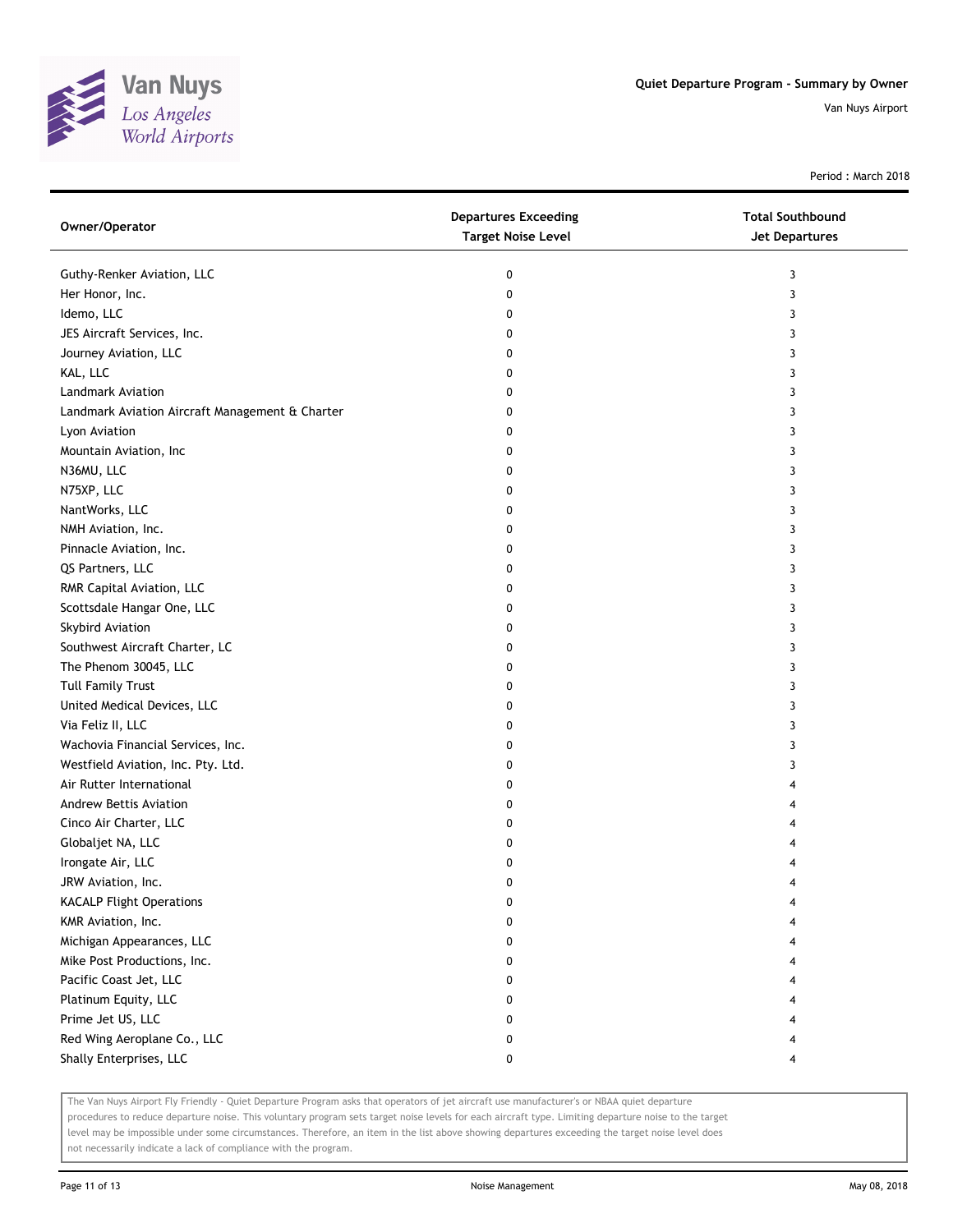# Quiet Departure Program - Summary by Owner

Van Nuys Airport

Period : March 2018

| Owner/Operator | Departures Exceeding Target Noise Level | Total Southbound Jet Departures |
|---|---|---|
| Guthy-Renker Aviation, LLC | 0 | 3 |
| Her Honor, Inc. | 0 | 3 |
| Idemo, LLC | 0 | 3 |
| JES Aircraft Services, Inc. | 0 | 3 |
| Journey Aviation, LLC | 0 | 3 |
| KAL, LLC | 0 | 3 |
| Landmark Aviation | 0 | 3 |
| Landmark Aviation Aircraft Management & Charter | 0 | 3 |
| Lyon Aviation | 0 | 3 |
| Mountain Aviation, Inc | 0 | 3 |
| N36MU, LLC | 0 | 3 |
| N75XP, LLC | 0 | 3 |
| NantWorks, LLC | 0 | 3 |
| NMH Aviation, Inc. | 0 | 3 |
| Pinnacle Aviation, Inc. | 0 | 3 |
| QS Partners, LLC | 0 | 3 |
| RMR Capital Aviation, LLC | 0 | 3 |
| Scottsdale Hangar One, LLC | 0 | 3 |
| Skybird Aviation | 0 | 3 |
| Southwest Aircraft Charter, LC | 0 | 3 |
| The Phenom 30045, LLC | 0 | 3 |
| Tull Family Trust | 0 | 3 |
| United Medical Devices, LLC | 0 | 3 |
| Via Feliz II, LLC | 0 | 3 |
| Wachovia Financial Services, Inc. | 0 | 3 |
| Westfield Aviation, Inc. Pty. Ltd. | 0 | 3 |
| Air Rutter International | 0 | 4 |
| Andrew Bettis Aviation | 0 | 4 |
| Cinco Air Charter, LLC | 0 | 4 |
| Globaljet NA, LLC | 0 | 4 |
| Irongate Air, LLC | 0 | 4 |
| JRW Aviation, Inc. | 0 | 4 |
| KACALP Flight Operations | 0 | 4 |
| KMR Aviation, Inc. | 0 | 4 |
| Michigan Appearances, LLC | 0 | 4 |
| Mike Post Productions, Inc. | 0 | 4 |
| Pacific Coast Jet, LLC | 0 | 4 |
| Platinum Equity, LLC | 0 | 4 |
| Prime Jet US, LLC | 0 | 4 |
| Red Wing Aeroplane Co., LLC | 0 | 4 |
| Shally Enterprises, LLC | 0 | 4 |

The Van Nuys Airport Fly Friendly - Quiet Departure Program asks that operators of jet aircraft use manufacturer's or NBAA quiet departure procedures to reduce departure noise. This voluntary program sets target noise levels for each aircraft type. Limiting departure noise to the target level may be impossible under some circumstances. Therefore, an item in the list above showing departures exceeding the target noise level does not necessarily indicate a lack of compliance with the program.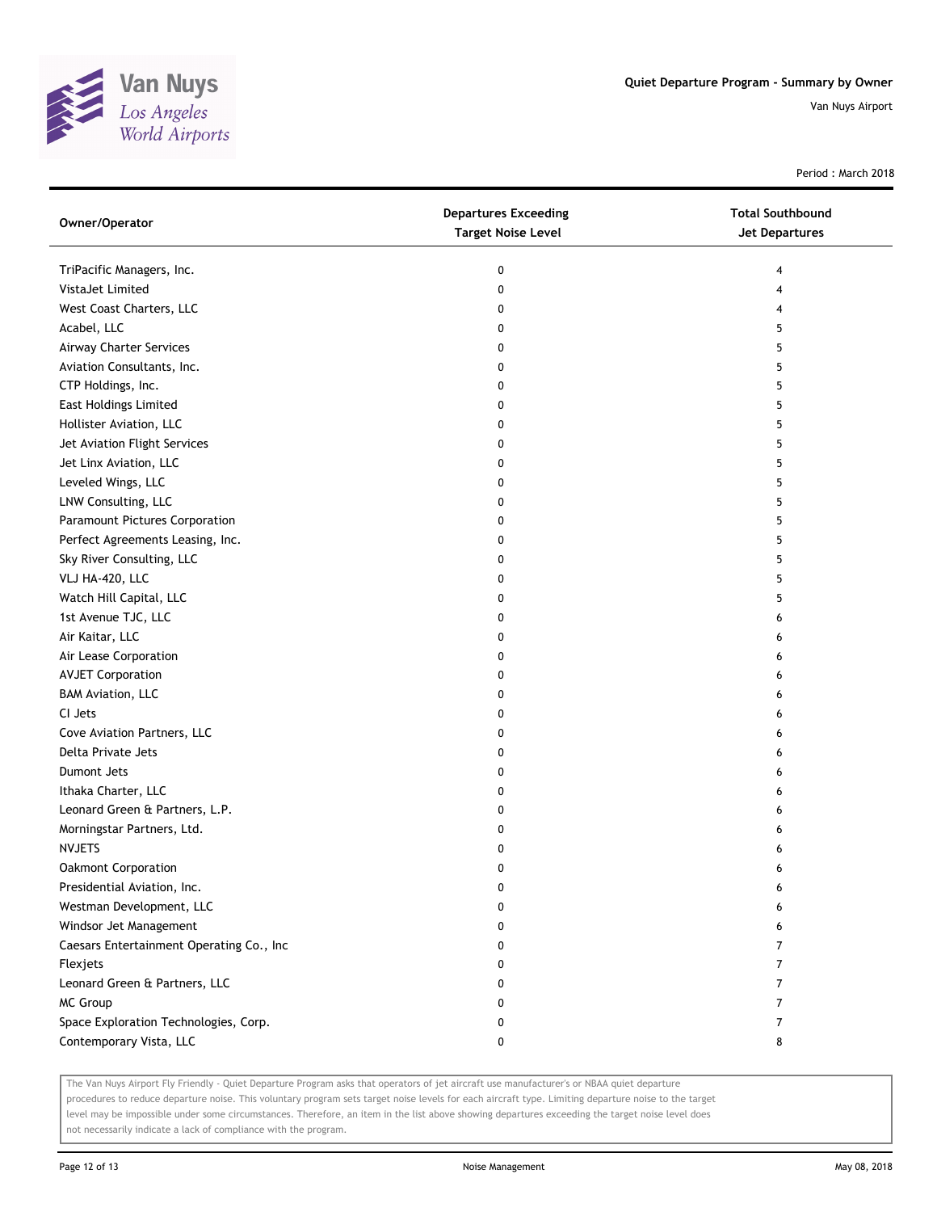Quiet Departure Program - Summary by Owner

Van Nuys Airport

Period : March 2018

| Owner/Operator | Departures Exceeding Target Noise Level | Total Southbound Jet Departures |
|---|---|---|
| TriPacific Managers, Inc. | 0 | 4 |
| VistaJet Limited | 0 | 4 |
| West Coast Charters, LLC | 0 | 4 |
| Acabel, LLC | 0 | 5 |
| Airway Charter Services | 0 | 5 |
| Aviation Consultants, Inc. | 0 | 5 |
| CTP Holdings, Inc. | 0 | 5 |
| East Holdings Limited | 0 | 5 |
| Hollister Aviation, LLC | 0 | 5 |
| Jet Aviation Flight Services | 0 | 5 |
| Jet Linx Aviation, LLC | 0 | 5 |
| Leveled Wings, LLC | 0 | 5 |
| LNW Consulting, LLC | 0 | 5 |
| Paramount Pictures Corporation | 0 | 5 |
| Perfect Agreements Leasing, Inc. | 0 | 5 |
| Sky River Consulting, LLC | 0 | 5 |
| VLJ HA-420, LLC | 0 | 5 |
| Watch Hill Capital, LLC | 0 | 5 |
| 1st Avenue TJC, LLC | 0 | 6 |
| Air Kaitar, LLC | 0 | 6 |
| Air Lease Corporation | 0 | 6 |
| AVJET Corporation | 0 | 6 |
| BAM Aviation, LLC | 0 | 6 |
| CI Jets | 0 | 6 |
| Cove Aviation Partners, LLC | 0 | 6 |
| Delta Private Jets | 0 | 6 |
| Dumont Jets | 0 | 6 |
| Ithaka Charter, LLC | 0 | 6 |
| Leonard Green & Partners, L.P. | 0 | 6 |
| Morningstar Partners, Ltd. | 0 | 6 |
| NVJETS | 0 | 6 |
| Oakmont Corporation | 0 | 6 |
| Presidential Aviation, Inc. | 0 | 6 |
| Westman Development, LLC | 0 | 6 |
| Windsor Jet Management | 0 | 6 |
| Caesars Entertainment Operating Co., Inc | 0 | 7 |
| Flexjets | 0 | 7 |
| Leonard Green & Partners, LLC | 0 | 7 |
| MC Group | 0 | 7 |
| Space Exploration Technologies, Corp. | 0 | 7 |
| Contemporary Vista, LLC | 0 | 8 |

The Van Nuys Airport Fly Friendly - Quiet Departure Program asks that operators of jet aircraft use manufacturer's or NBAA quiet departure procedures to reduce departure noise. This voluntary program sets target noise levels for each aircraft type. Limiting departure noise to the target level may be impossible under some circumstances. Therefore, an item in the list above showing departures exceeding the target noise level does not necessarily indicate a lack of compliance with the program.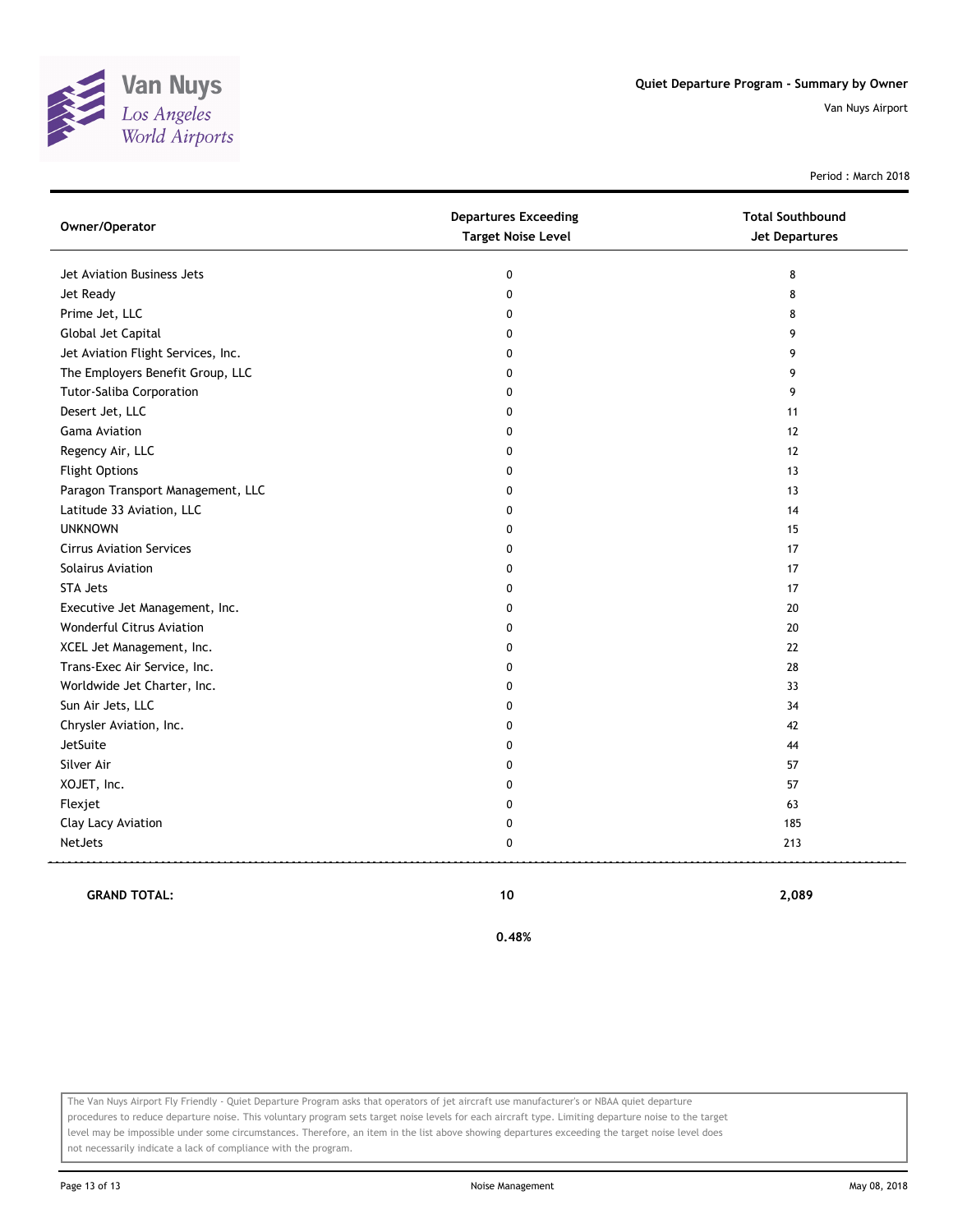## Quiet Departure Program - Summary by Owner

Van Nuys Airport

Period : March 2018

| Owner/Operator | Departures Exceeding Target Noise Level | Total Southbound Jet Departures |
|---|---|---|
| Jet Aviation Business Jets | 0 | 8 |
| Jet Ready | 0 | 8 |
| Prime Jet, LLC | 0 | 8 |
| Global Jet Capital | 0 | 9 |
| Jet Aviation Flight Services, Inc. | 0 | 9 |
| The Employers Benefit Group, LLC | 0 | 9 |
| Tutor-Saliba Corporation | 0 | 9 |
| Desert Jet, LLC | 0 | 11 |
| Gama Aviation | 0 | 12 |
| Regency Air, LLC | 0 | 12 |
| Flight Options | 0 | 13 |
| Paragon Transport Management, LLC | 0 | 13 |
| Latitude 33 Aviation, LLC | 0 | 14 |
| UNKNOWN | 0 | 15 |
| Cirrus Aviation Services | 0 | 17 |
| Solairus Aviation | 0 | 17 |
| STA Jets | 0 | 17 |
| Executive Jet Management, Inc. | 0 | 20 |
| Wonderful Citrus Aviation | 0 | 20 |
| XCEL Jet Management, Inc. | 0 | 22 |
| Trans-Exec Air Service, Inc. | 0 | 28 |
| Worldwide Jet Charter, Inc. | 0 | 33 |
| Sun Air Jets, LLC | 0 | 34 |
| Chrysler Aviation, Inc. | 0 | 42 |
| JetSuite | 0 | 44 |
| Silver Air | 0 | 57 |
| XOJET, Inc. | 0 | 57 |
| Flexjet | 0 | 63 |
| Clay Lacy Aviation | 0 | 185 |
| NetJets | 0 | 213 |
| **GRAND TOTAL:** | **10** | **2,089** |
| | **0.48%** | |

The Van Nuys Airport Fly Friendly - Quiet Departure Program asks that operators of jet aircraft use manufacturer's or NBAA quiet departure procedures to reduce departure noise. This voluntary program sets target noise levels for each aircraft type. Limiting departure noise to the target level may be impossible under some circumstances. Therefore, an item in the list above showing departures exceeding the target noise level does not necessarily indicate a lack of compliance with the program.